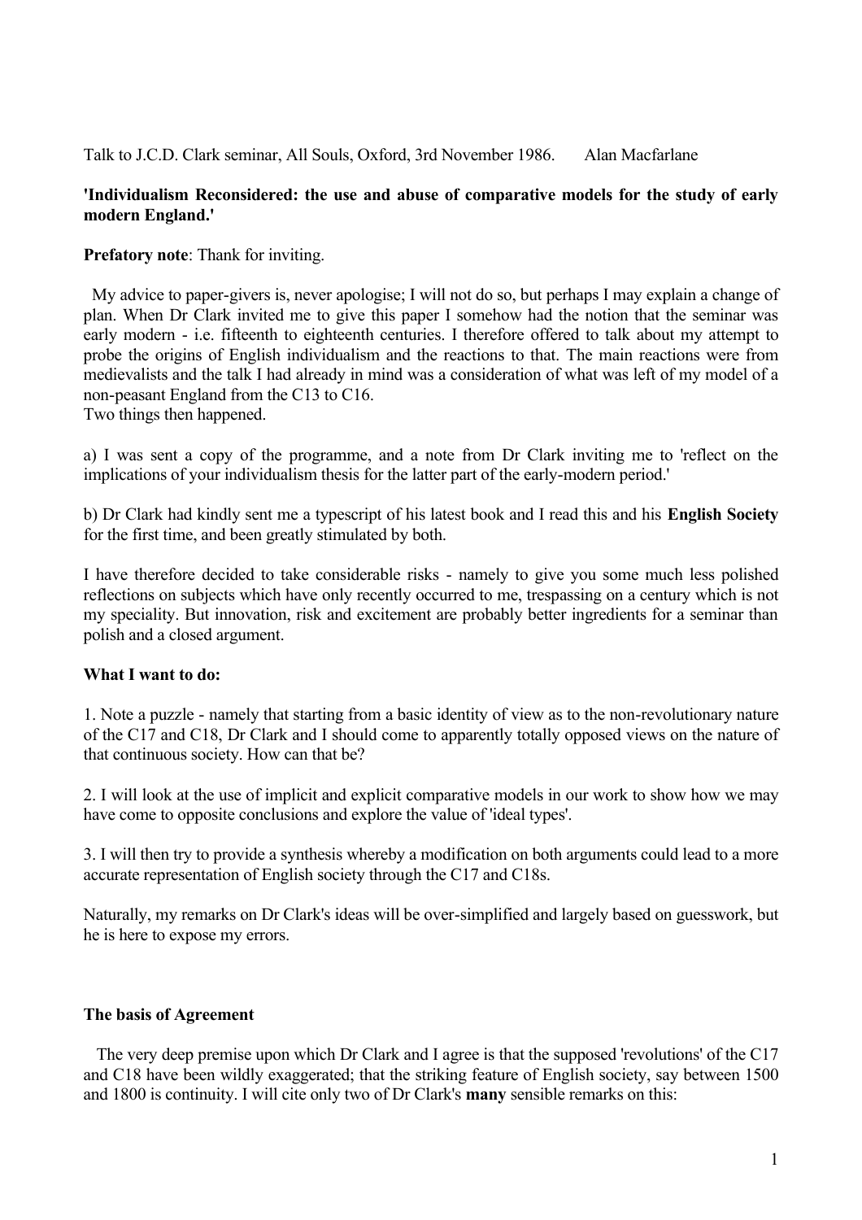Talk to J.C.D. Clark seminar, All Souls, Oxford, 3rd November 1986. Alan Macfarlane

**'Individualism Reconsidered: the use and abuse of comparative models for the study of early modern England.'**

**Prefatory note**: Thank for inviting.

My advice to paper-givers is, never apologise; I will not do so, but perhaps I may explain a change of plan. When Dr Clark invited me to give this paper I somehow had the notion that the seminar was early modern - i.e. fifteenth to eighteenth centuries. I therefore offered to talk about my attempt to probe the origins of English individualism and the reactions to that. The main reactions were from medievalists and the talk I had already in mind was a consideration of what was left of my model of a non-peasant England from the C13 to C16.
Two things then happened.

a) I was sent a copy of the programme, and a note from Dr Clark inviting me to 'reflect on the implications of your individualism thesis for the latter part of the early-modern period.'

b) Dr Clark had kindly sent me a typescript of his latest book and I read this and his **English Society** for the first time, and been greatly stimulated by both.

I have therefore decided to take considerable risks - namely to give you some much less polished reflections on subjects which have only recently occurred to me, trespassing on a century which is not my speciality. But innovation, risk and excitement are probably better ingredients for a seminar than polish and a closed argument.

**What I want to do:**

1. Note a puzzle - namely that starting from a basic identity of view as to the non-revolutionary nature of the C17 and C18, Dr Clark and I should come to apparently totally opposed views on the nature of that continuous society. How can that be?

2. I will look at the use of implicit and explicit comparative models in our work to show how we may have come to opposite conclusions and explore the value of 'ideal types'.

3. I will then try to provide a synthesis whereby a modification on both arguments could lead to a more accurate representation of English society through the C17 and C18s.

Naturally, my remarks on Dr Clark's ideas will be over-simplified and largely based on guesswork, but he is here to expose my errors.

**The basis of Agreement**

The very deep premise upon which Dr Clark and I agree is that the supposed 'revolutions' of the C17 and C18 have been wildly exaggerated; that the striking feature of English society, say between 1500 and 1800 is continuity. I will cite only two of Dr Clark's **many** sensible remarks on this: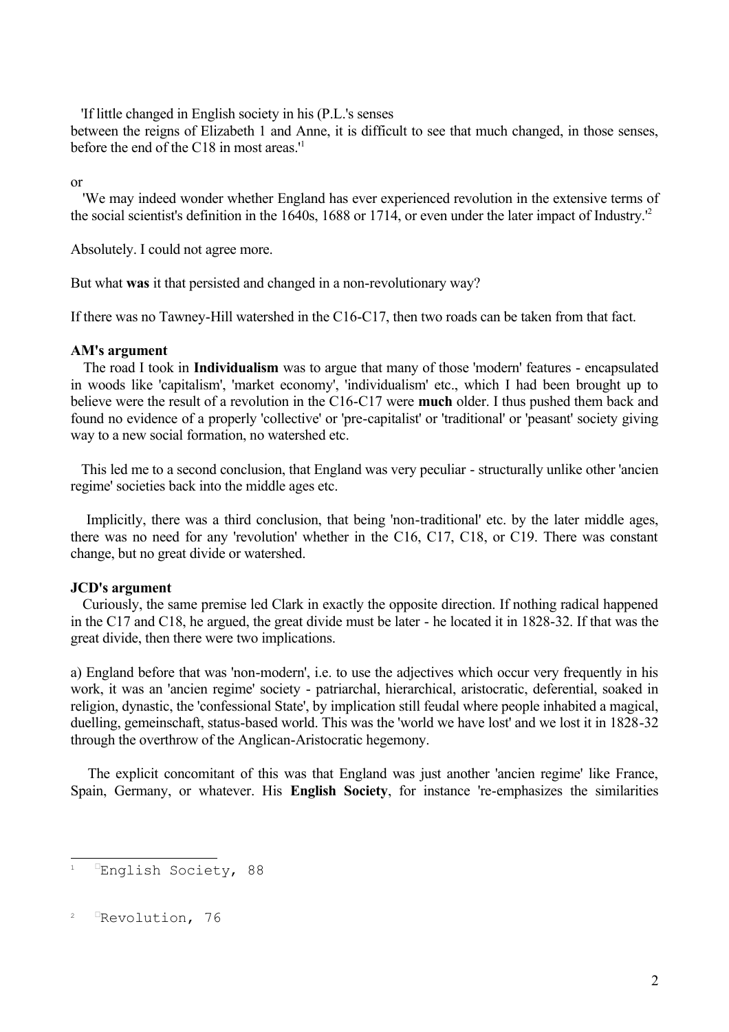'If little changed in English society in his (P.L.'s senses between the reigns of Elizabeth 1 and Anne, it is difficult to see that much changed, in those senses, before the end of the C18 in most areas.'[1]

or

'We may indeed wonder whether England has ever experienced revolution in the extensive terms of the social scientist's definition in the 1640s, 1688 or 1714, or even under the later impact of Industry.'[2]

Absolutely. I could not agree more.

But what **was** it that persisted and changed in a non-revolutionary way?

If there was no Tawney-Hill watershed in the C16-C17, then two roads can be taken from that fact.

**AM's argument**

The road I took in **Individualism** was to argue that many of those 'modern' features - encapsulated in woods like 'capitalism', 'market economy', 'individualism' etc., which I had been brought up to believe were the result of a revolution in the C16-C17 were **much** older. I thus pushed them back and found no evidence of a properly 'collective' or 'pre-capitalist' or 'traditional' or 'peasant' society giving way to a new social formation, no watershed etc.

This led me to a second conclusion, that England was very peculiar - structurally unlike other 'ancien regime' societies back into the middle ages etc.

Implicitly, there was a third conclusion, that being 'non-traditional' etc. by the later middle ages, there was no need for any 'revolution' whether in the C16, C17, C18, or C19. There was constant change, but no great divide or watershed.

**JCD's argument**

Curiously, the same premise led Clark in exactly the opposite direction. If nothing radical happened in the C17 and C18, he argued, the great divide must be later - he located it in 1828-32. If that was the great divide, then there were two implications.

a) England before that was 'non-modern', i.e. to use the adjectives which occur very frequently in his work, it was an 'ancien regime' society - patriarchal, hierarchical, aristocratic, deferential, soaked in religion, dynastic, the 'confessional State', by implication still feudal where people inhabited a magical, duelling, gemeinschaft, status-based world. This was the 'world we have lost' and we lost it in 1828-32 through the overthrow of the Anglican-Aristocratic hegemony.

The explicit concomitant of this was that England was just another 'ancien regime' like France, Spain, Germany, or whatever. His **English Society**, for instance 're-emphasizes the similarities

[1] English Society, 88

[2] Revolution, 76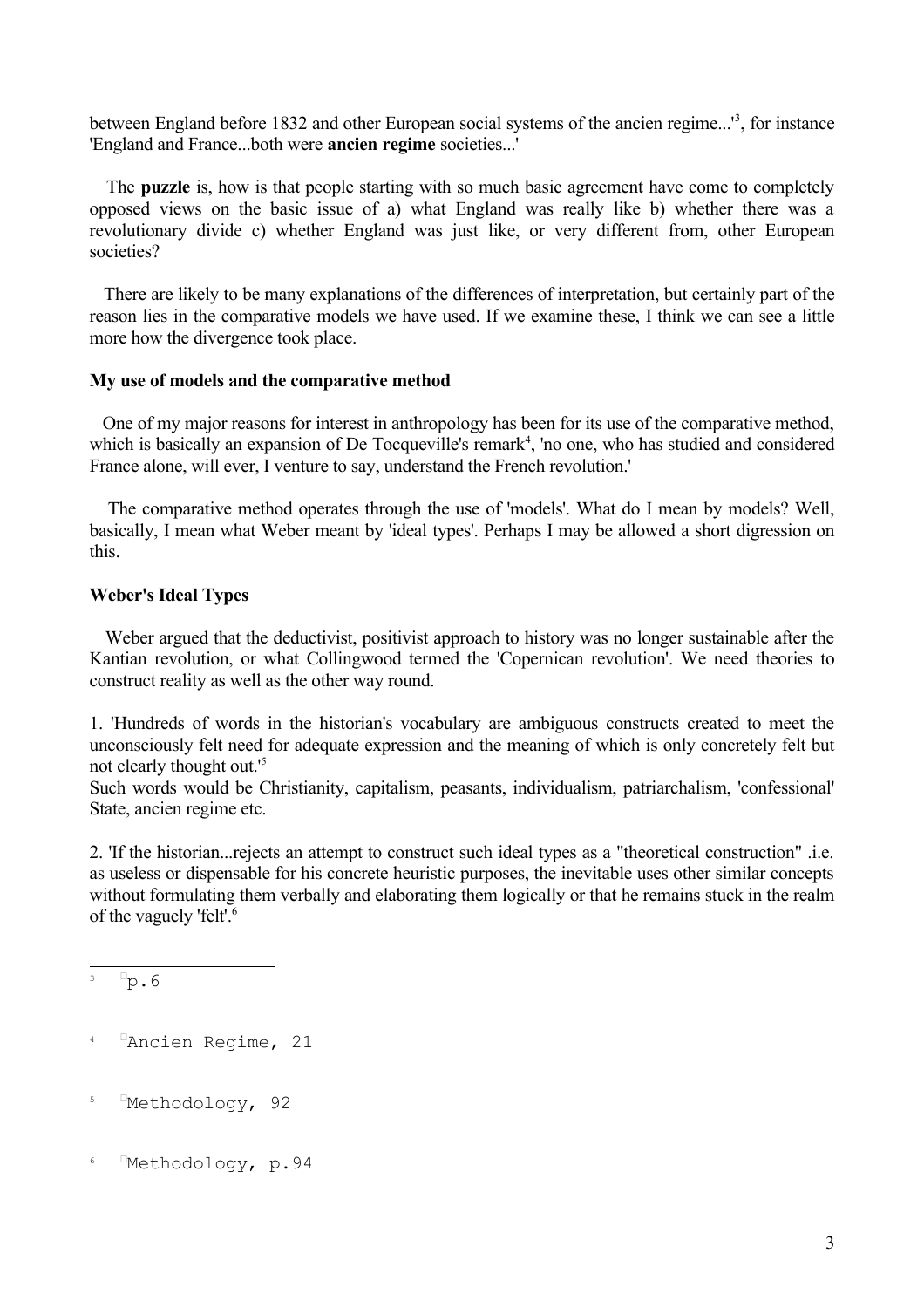between England before 1832 and other European social systems of the ancien regime...'[3], for instance 'England and France...both were **ancien regime** societies...'

The **puzzle** is, how is that people starting with so much basic agreement have come to completely opposed views on the basic issue of a) what England was really like b) whether there was a revolutionary divide c) whether England was just like, or very different from, other European societies?

There are likely to be many explanations of the differences of interpretation, but certainly part of the reason lies in the comparative models we have used. If we examine these, I think we can see a little more how the divergence took place.

**My use of models and the comparative method**

One of my major reasons for interest in anthropology has been for its use of the comparative method, which is basically an expansion of De Tocqueville's remark[4], 'no one, who has studied and considered France alone, will ever, I venture to say, understand the French revolution.'

The comparative method operates through the use of 'models'. What do I mean by models? Well, basically, I mean what Weber meant by 'ideal types'. Perhaps I may be allowed a short digression on this.

**Weber's Ideal Types**

Weber argued that the deductivist, positivist approach to history was no longer sustainable after the Kantian revolution, or what Collingwood termed the 'Copernican revolution'. We need theories to construct reality as well as the other way round.

1. 'Hundreds of words in the historian's vocabulary are ambiguous constructs created to meet the unconsciously felt need for adequate expression and the meaning of which is only concretely felt but not clearly thought out.'[5]
Such words would be Christianity, capitalism, peasants, individualism, patriarchalism, 'confessional' State, ancien regime etc.

2. 'If the historian...rejects an attempt to construct such ideal types as a "theoretical construction" .i.e. as useless or dispensable for his concrete heuristic purposes, the inevitable uses other similar concepts without formulating them verbally and elaborating them logically or that he remains stuck in the realm of the vaguely 'felt'.[6]

---

[3] p.6

[4] Ancien Regime, 21

[5] Methodology, 92

[6] Methodology, p.94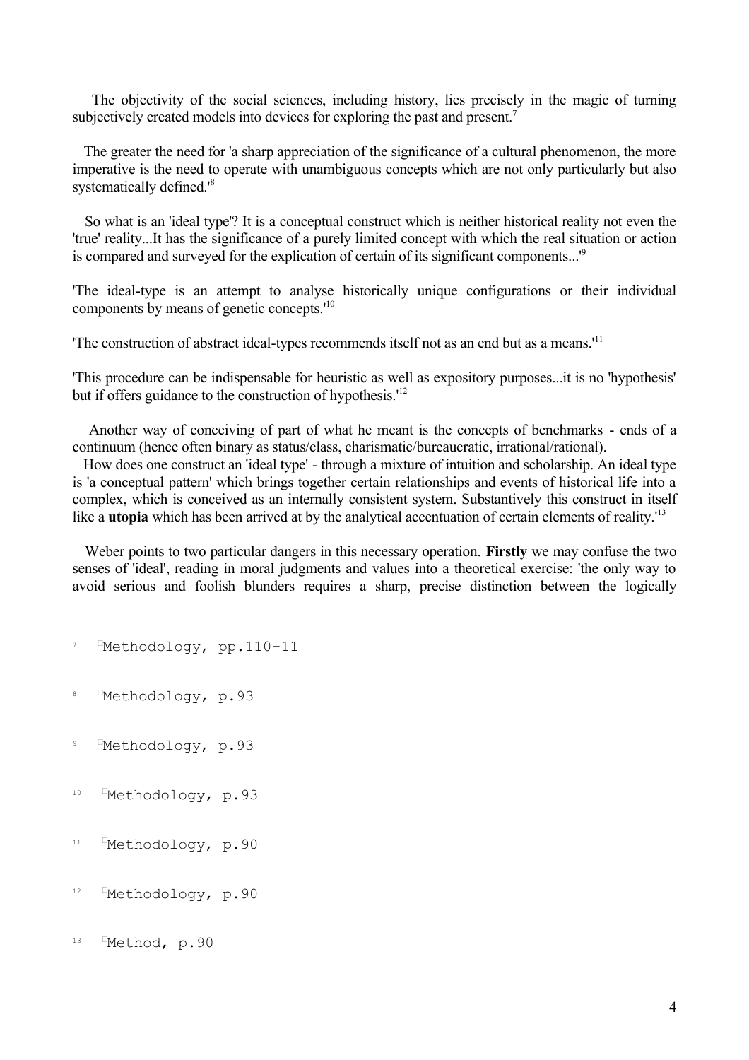The objectivity of the social sciences, including history, lies precisely in the magic of turning subjectively created models into devices for exploring the past and present.[7]

The greater the need for 'a sharp appreciation of the significance of a cultural phenomenon, the more imperative is the need to operate with unambiguous concepts which are not only particularly but also systematically defined.'[8]

So what is an 'ideal type'? It is a conceptual construct which is neither historical reality not even the 'true' reality...It has the significance of a purely limited concept with which the real situation or action is compared and surveyed for the explication of certain of its significant components...'[9]

'The ideal-type is an attempt to analyse historically unique configurations or their individual components by means of genetic concepts.'[10]

'The construction of abstract ideal-types recommends itself not as an end but as a means.'[11]

'This procedure can be indispensable for heuristic as well as expository purposes...it is no 'hypothesis' but if offers guidance to the construction of hypothesis.'[12]

Another way of conceiving of part of what he meant is the concepts of benchmarks - ends of a continuum (hence often binary as status/class, charismatic/bureaucratic, irrational/rational).

How does one construct an 'ideal type' - through a mixture of intuition and scholarship. An ideal type is 'a conceptual pattern' which brings together certain relationships and events of historical life into a complex, which is conceived as an internally consistent system. Substantively this construct in itself like a **utopia** which has been arrived at by the analytical accentuation of certain elements of reality.'[13]

Weber points to two particular dangers in this necessary operation. **Firstly** we may confuse the two senses of 'ideal', reading in moral judgments and values into a theoretical exercise: 'the only way to avoid serious and foolish blunders requires a sharp, precise distinction between the logically

---

[7] Methodology, pp.110-11

[8] Methodology, p.93

[9] Methodology, p.93

[10] Methodology, p.93

[11] Methodology, p.90

[12] Methodology, p.90

[13] Method, p.90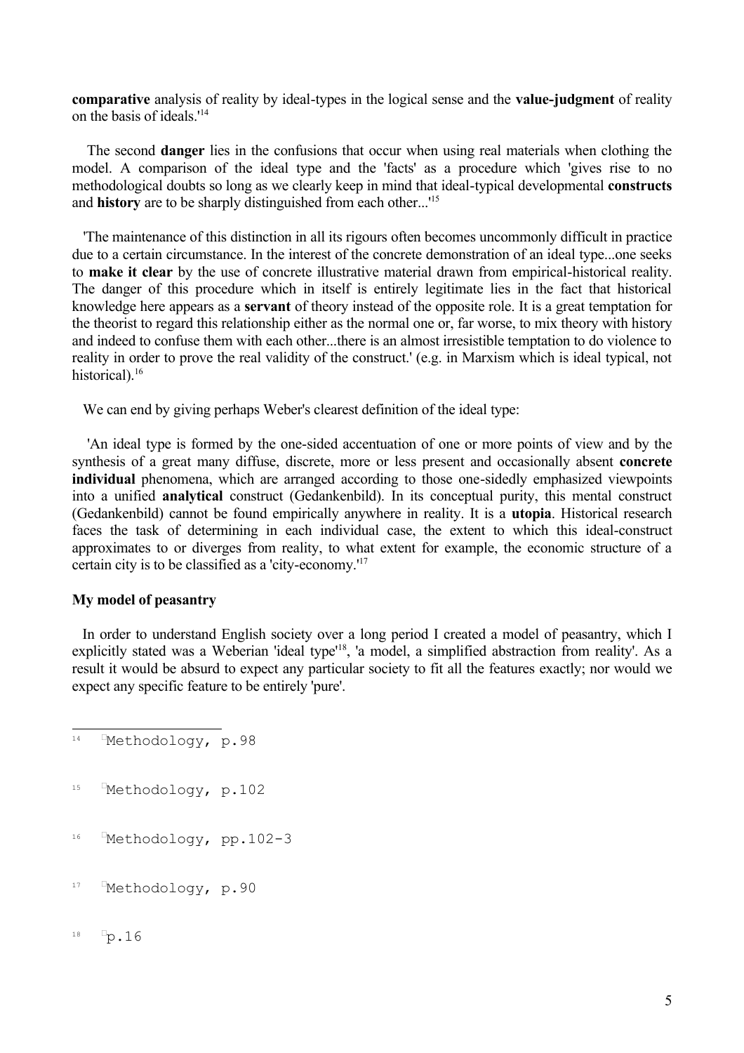**comparative** analysis of reality by ideal-types in the logical sense and the **value-judgment** of reality on the basis of ideals.'[14]

The second **danger** lies in the confusions that occur when using real materials when clothing the model. A comparison of the ideal type and the 'facts' as a procedure which 'gives rise to no methodological doubts so long as we clearly keep in mind that ideal-typical developmental **constructs** and **history** are to be sharply distinguished from each other...'[15]

'The maintenance of this distinction in all its rigours often becomes uncommonly difficult in practice due to a certain circumstance. In the interest of the concrete demonstration of an ideal type...one seeks to **make it clear** by the use of concrete illustrative material drawn from empirical-historical reality. The danger of this procedure which in itself is entirely legitimate lies in the fact that historical knowledge here appears as a **servant** of theory instead of the opposite role. It is a great temptation for the theorist to regard this relationship either as the normal one or, far worse, to mix theory with history and indeed to confuse them with each other...there is an almost irresistible temptation to do violence to reality in order to prove the real validity of the construct.' (e.g. in Marxism which is ideal typical, not historical).[16]

We can end by giving perhaps Weber's clearest definition of the ideal type:

'An ideal type is formed by the one-sided accentuation of one or more points of view and by the synthesis of a great many diffuse, discrete, more or less present and occasionally absent **concrete individual** phenomena, which are arranged according to those one-sidedly emphasized viewpoints into a unified **analytical** construct (Gedankenbild). In its conceptual purity, this mental construct (Gedankenbild) cannot be found empirically anywhere in reality. It is a **utopia**. Historical research faces the task of determining in each individual case, the extent to which this ideal-construct approximates to or diverges from reality, to what extent for example, the economic structure of a certain city is to be classified as a 'city-economy.'[17]

**My model of peasantry**

In order to understand English society over a long period I created a model of peasantry, which I explicitly stated was a Weberian 'ideal type'[18], 'a model, a simplified abstraction from reality'. As a result it would be absurd to expect any particular society to fit all the features exactly; nor would we expect any specific feature to be entirely 'pure'.

---

[14] Methodology, p.98

[15] Methodology, p.102

[16] Methodology, pp.102-3

[17] Methodology, p.90

[18] p.16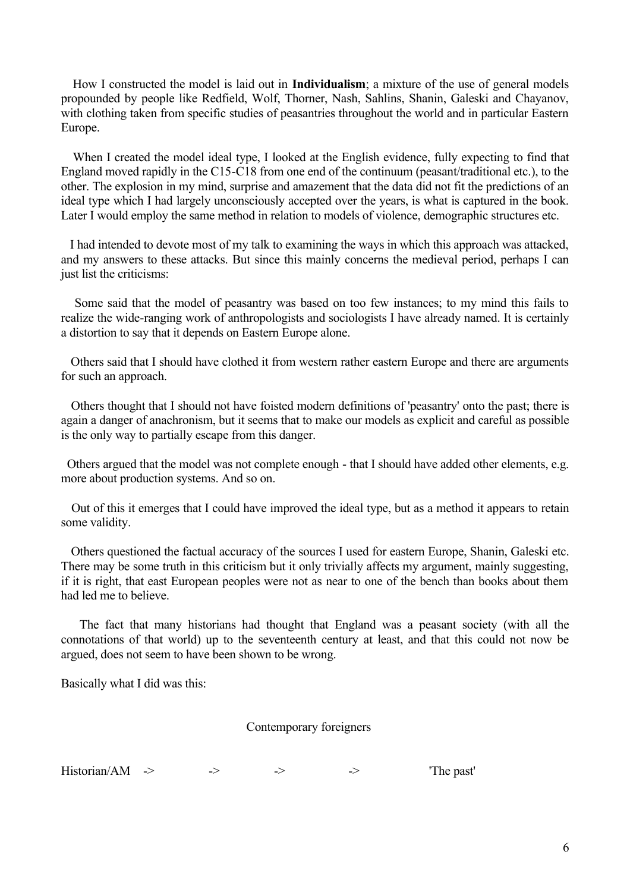How I constructed the model is laid out in **Individualism**; a mixture of the use of general models propounded by people like Redfield, Wolf, Thorner, Nash, Sahlins, Shanin, Galeski and Chayanov, with clothing taken from specific studies of peasantries throughout the world and in particular Eastern Europe.

When I created the model ideal type, I looked at the English evidence, fully expecting to find that England moved rapidly in the C15-C18 from one end of the continuum (peasant/traditional etc.), to the other. The explosion in my mind, surprise and amazement that the data did not fit the predictions of an ideal type which I had largely unconsciously accepted over the years, is what is captured in the book. Later I would employ the same method in relation to models of violence, demographic structures etc.

I had intended to devote most of my talk to examining the ways in which this approach was attacked, and my answers to these attacks. But since this mainly concerns the medieval period, perhaps I can just list the criticisms:

Some said that the model of peasantry was based on too few instances; to my mind this fails to realize the wide-ranging work of anthropologists and sociologists I have already named. It is certainly a distortion to say that it depends on Eastern Europe alone.

Others said that I should have clothed it from western rather eastern Europe and there are arguments for such an approach.

Others thought that I should not have foisted modern definitions of 'peasantry' onto the past; there is again a danger of anachronism, but it seems that to make our models as explicit and careful as possible is the only way to partially escape from this danger.

Others argued that the model was not complete enough - that I should have added other elements, e.g. more about production systems. And so on.

Out of this it emerges that I could have improved the ideal type, but as a method it appears to retain some validity.

Others questioned the factual accuracy of the sources I used for eastern Europe, Shanin, Galeski etc. There may be some truth in this criticism but it only trivially affects my argument, mainly suggesting, if it is right, that east European peoples were not as near to one of the bench than books about them had led me to believe.

The fact that many historians had thought that England was a peasant society (with all the connotations of that world) up to the seventeenth century at least, and that this could not now be argued, does not seem to have been shown to be wrong.

Basically what I did was this:

Contemporary foreigners

Historian/AM -> -> -> -> 'The past'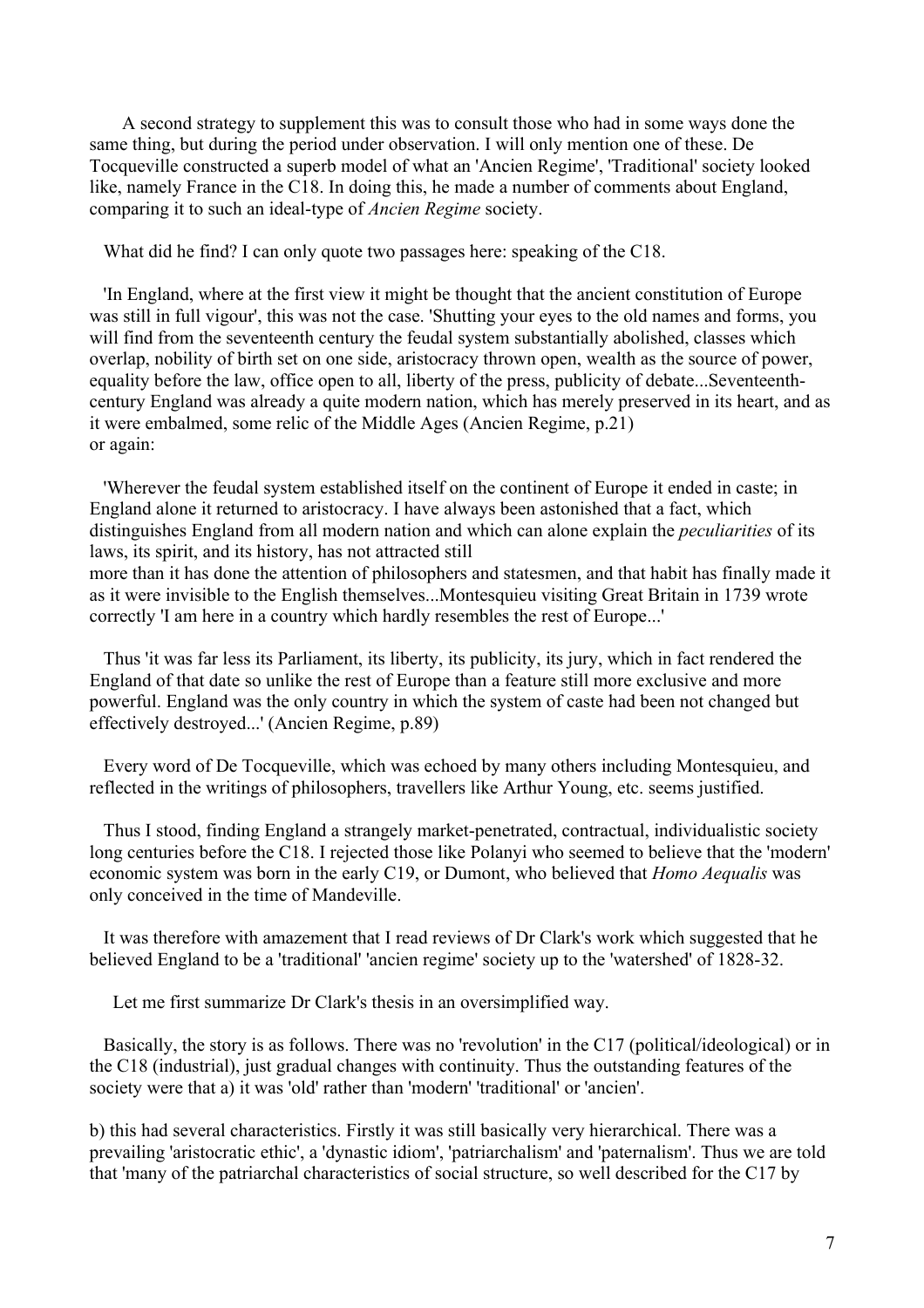A second strategy to supplement this was to consult those who had in some ways done the same thing, but during the period under observation. I will only mention one of these. De Tocqueville constructed a superb model of what an 'Ancien Regime', 'Traditional' society looked like, namely France in the C18. In doing this, he made a number of comments about England, comparing it to such an ideal-type of *Ancien Regime* society.

What did he find? I can only quote two passages here: speaking of the C18.

'In England, where at the first view it might be thought that the ancient constitution of Europe was still in full vigour', this was not the case. 'Shutting your eyes to the old names and forms, you will find from the seventeenth century the feudal system substantially abolished, classes which overlap, nobility of birth set on one side, aristocracy thrown open, wealth as the source of power, equality before the law, office open to all, liberty of the press, publicity of debate...Seventeenth-century England was already a quite modern nation, which has merely preserved in its heart, and as it were embalmed, some relic of the Middle Ages (Ancien Regime, p.21)
or again:

'Wherever the feudal system established itself on the continent of Europe it ended in caste; in England alone it returned to aristocracy. I have always been astonished that a fact, which distinguishes England from all modern nation and which can alone explain the *peculiarities* of its laws, its spirit, and its history, has not attracted still
more than it has done the attention of philosophers and statesmen, and that habit has finally made it as it were invisible to the English themselves...Montesquieu visiting Great Britain in 1739 wrote correctly 'I am here in a country which hardly resembles the rest of Europe...'

Thus 'it was far less its Parliament, its liberty, its publicity, its jury, which in fact rendered the England of that date so unlike the rest of Europe than a feature still more exclusive and more powerful. England was the only country in which the system of caste had been not changed but effectively destroyed...' (Ancien Regime, p.89)

Every word of De Tocqueville, which was echoed by many others including Montesquieu, and reflected in the writings of philosophers, travellers like Arthur Young, etc. seems justified.

Thus I stood, finding England a strangely market-penetrated, contractual, individualistic society long centuries before the C18. I rejected those like Polanyi who seemed to believe that the 'modern' economic system was born in the early C19, or Dumont, who believed that *Homo Aequalis* was only conceived in the time of Mandeville.

It was therefore with amazement that I read reviews of Dr Clark's work which suggested that he believed England to be a 'traditional' 'ancien regime' society up to the 'watershed' of 1828-32.

Let me first summarize Dr Clark's thesis in an oversimplified way.

Basically, the story is as follows. There was no 'revolution' in the C17 (political/ideological) or in the C18 (industrial), just gradual changes with continuity. Thus the outstanding features of the society were that a) it was 'old' rather than 'modern' 'traditional' or 'ancien'.

b) this had several characteristics. Firstly it was still basically very hierarchical. There was a prevailing 'aristocratic ethic', a 'dynastic idiom', 'patriarchalism' and 'paternalism'. Thus we are told that 'many of the patriarchal characteristics of social structure, so well described for the C17 by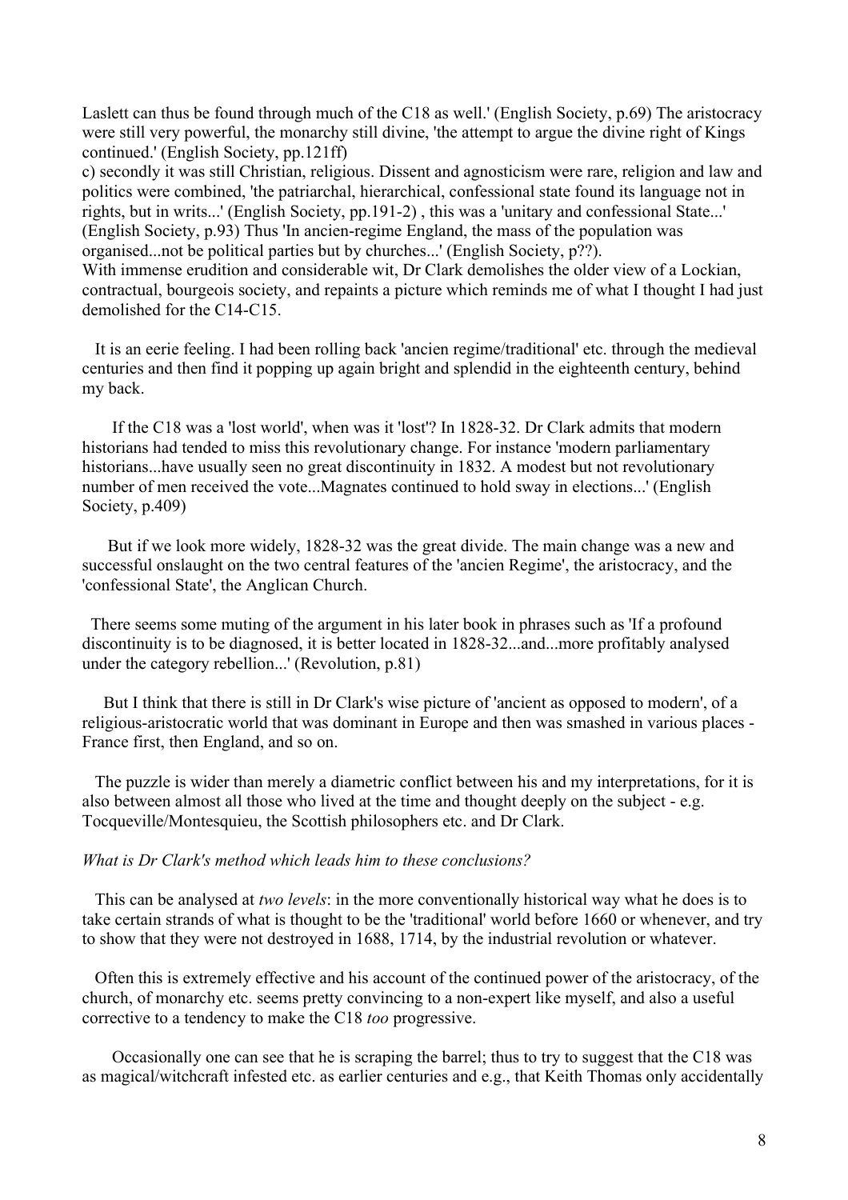Laslett can thus be found through much of the C18 as well.' (English Society, p.69) The aristocracy were still very powerful, the monarchy still divine, 'the attempt to argue the divine right of Kings continued.' (English Society, pp.121ff)

c) secondly it was still Christian, religious. Dissent and agnosticism were rare, religion and law and politics were combined, 'the patriarchal, hierarchical, confessional state found its language not in rights, but in writs...' (English Society, pp.191-2) , this was a 'unitary and confessional State...' (English Society, p.93) Thus 'In ancien-regime England, the mass of the population was organised...not be political parties but by churches...' (English Society, p??).

With immense erudition and considerable wit, Dr Clark demolishes the older view of a Lockian, contractual, bourgeois society, and repaints a picture which reminds me of what I thought I had just demolished for the C14-C15.

It is an eerie feeling. I had been rolling back 'ancien regime/traditional' etc. through the medieval centuries and then find it popping up again bright and splendid in the eighteenth century, behind my back.

If the C18 was a 'lost world', when was it 'lost'? In 1828-32. Dr Clark admits that modern historians had tended to miss this revolutionary change. For instance 'modern parliamentary historians...have usually seen no great discontinuity in 1832. A modest but not revolutionary number of men received the vote...Magnates continued to hold sway in elections...' (English Society, p.409)

But if we look more widely, 1828-32 was the great divide. The main change was a new and successful onslaught on the two central features of the 'ancien Regime', the aristocracy, and the 'confessional State', the Anglican Church.

There seems some muting of the argument in his later book in phrases such as 'If a profound discontinuity is to be diagnosed, it is better located in 1828-32...and...more profitably analysed under the category rebellion...' (Revolution, p.81)

But I think that there is still in Dr Clark's wise picture of 'ancient as opposed to modern', of a religious-aristocratic world that was dominant in Europe and then was smashed in various places - France first, then England, and so on.

The puzzle is wider than merely a diametric conflict between his and my interpretations, for it is also between almost all those who lived at the time and thought deeply on the subject - e.g. Tocqueville/Montesquieu, the Scottish philosophers etc. and Dr Clark.

*What is Dr Clark's method which leads him to these conclusions?*

This can be analysed at *two levels*: in the more conventionally historical way what he does is to take certain strands of what is thought to be the 'traditional' world before 1660 or whenever, and try to show that they were not destroyed in 1688, 1714, by the industrial revolution or whatever.

Often this is extremely effective and his account of the continued power of the aristocracy, of the church, of monarchy etc. seems pretty convincing to a non-expert like myself, and also a useful corrective to a tendency to make the C18 *too* progressive.

Occasionally one can see that he is scraping the barrel; thus to try to suggest that the C18 was as magical/witchcraft infested etc. as earlier centuries and e.g., that Keith Thomas only accidentally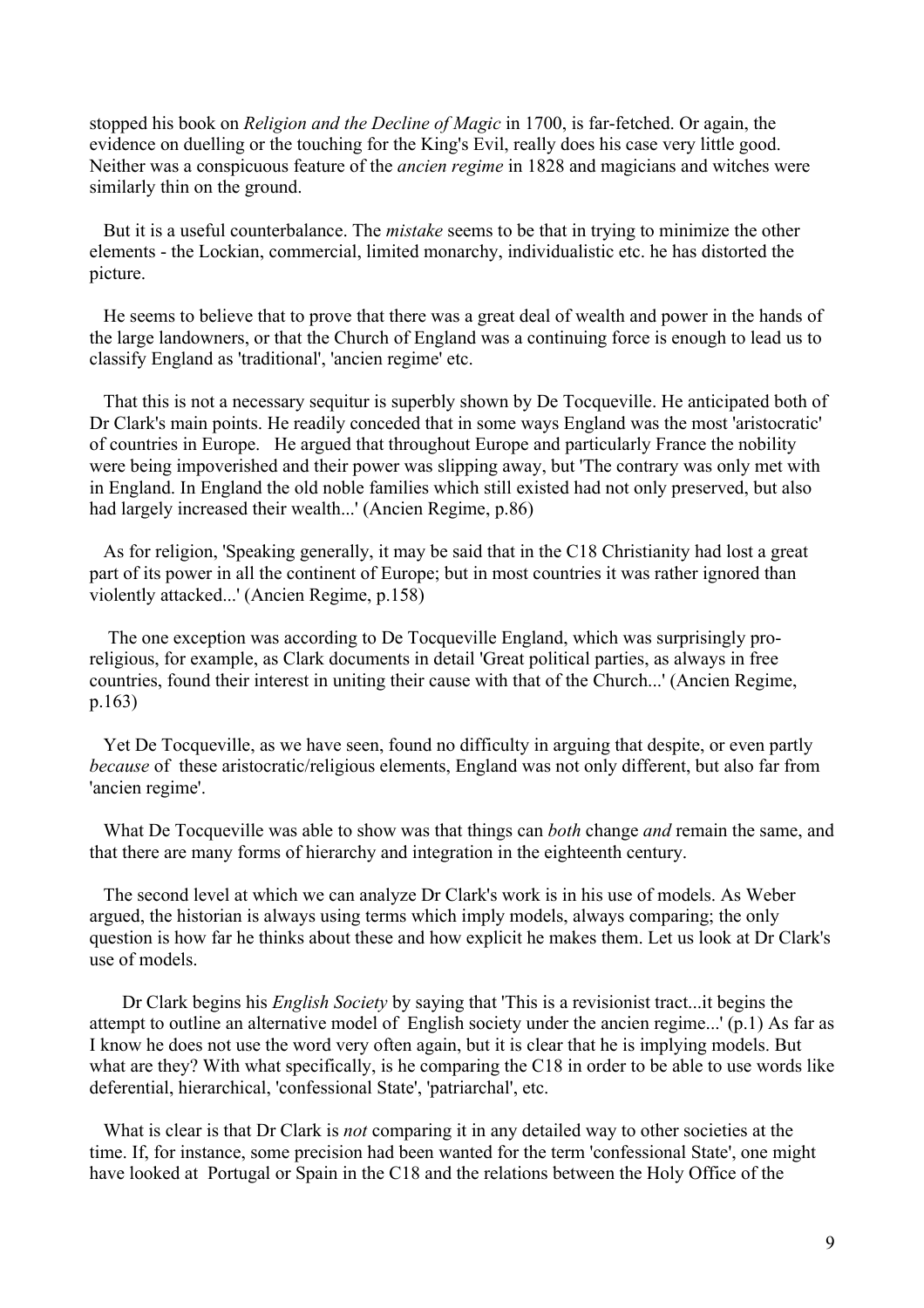stopped his book on *Religion and the Decline of Magic* in 1700, is far-fetched. Or again, the evidence on duelling or the touching for the King's Evil, really does his case very little good. Neither was a conspicuous feature of the *ancien regime* in 1828 and magicians and witches were similarly thin on the ground.

But it is a useful counterbalance. The *mistake* seems to be that in trying to minimize the other elements - the Lockian, commercial, limited monarchy, individualistic etc. he has distorted the picture.

He seems to believe that to prove that there was a great deal of wealth and power in the hands of the large landowners, or that the Church of England was a continuing force is enough to lead us to classify England as 'traditional', 'ancien regime' etc.

That this is not a necessary sequitur is superbly shown by De Tocqueville. He anticipated both of Dr Clark's main points. He readily conceded that in some ways England was the most 'aristocratic' of countries in Europe. He argued that throughout Europe and particularly France the nobility were being impoverished and their power was slipping away, but 'The contrary was only met with in England. In England the old noble families which still existed had not only preserved, but also had largely increased their wealth...' (Ancien Regime, p.86)

As for religion, 'Speaking generally, it may be said that in the C18 Christianity had lost a great part of its power in all the continent of Europe; but in most countries it was rather ignored than violently attacked...' (Ancien Regime, p.158)

The one exception was according to De Tocqueville England, which was surprisingly pro-religious, for example, as Clark documents in detail 'Great political parties, as always in free countries, found their interest in uniting their cause with that of the Church...' (Ancien Regime, p.163)

Yet De Tocqueville, as we have seen, found no difficulty in arguing that despite, or even partly *because* of these aristocratic/religious elements, England was not only different, but also far from 'ancien regime'.

What De Tocqueville was able to show was that things can *both* change *and* remain the same, and that there are many forms of hierarchy and integration in the eighteenth century.

The second level at which we can analyze Dr Clark's work is in his use of models. As Weber argued, the historian is always using terms which imply models, always comparing; the only question is how far he thinks about these and how explicit he makes them. Let us look at Dr Clark's use of models.

Dr Clark begins his *English Society* by saying that 'This is a revisionist tract...it begins the attempt to outline an alternative model of English society under the ancien regime...' (p.1) As far as I know he does not use the word very often again, but it is clear that he is implying models. But what are they? With what specifically, is he comparing the C18 in order to be able to use words like deferential, hierarchical, 'confessional State', 'patriarchal', etc.

What is clear is that Dr Clark is *not* comparing it in any detailed way to other societies at the time. If, for instance, some precision had been wanted for the term 'confessional State', one might have looked at Portugal or Spain in the C18 and the relations between the Holy Office of the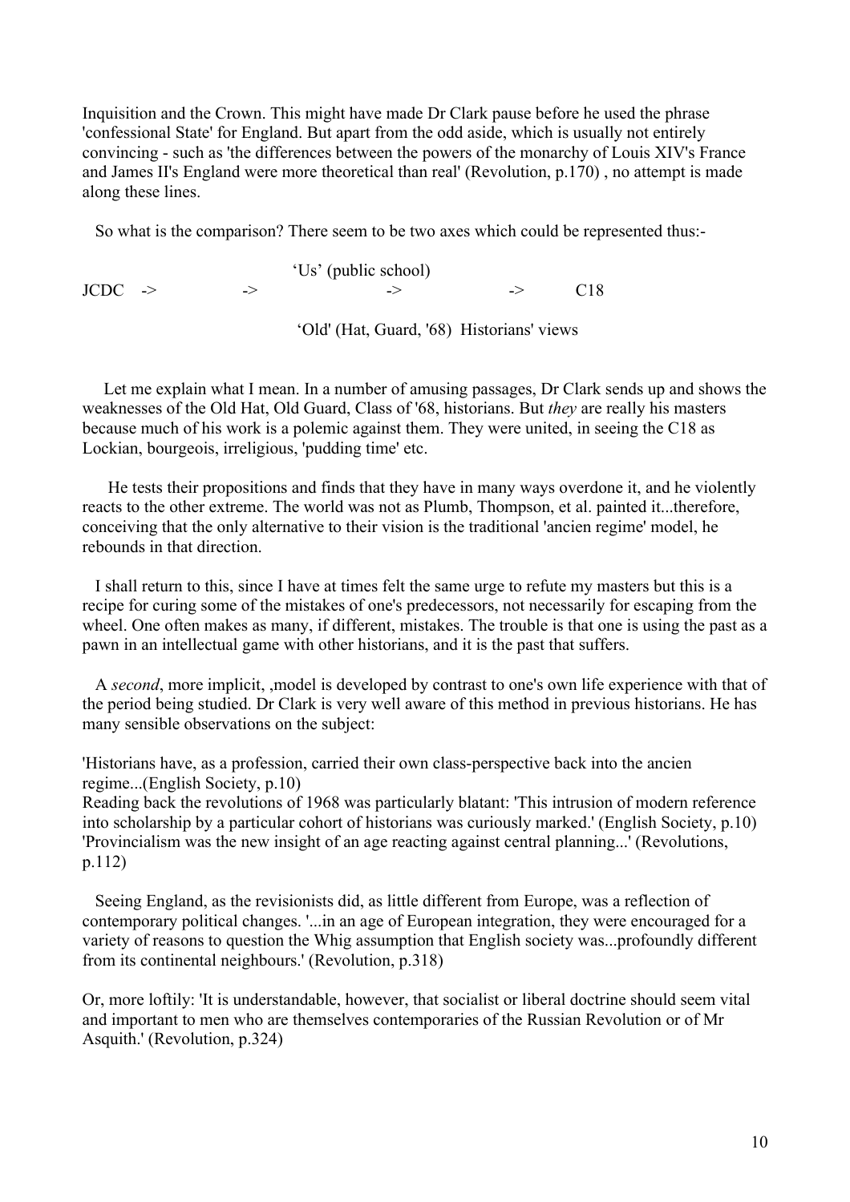Inquisition and the Crown. This might have made Dr Clark pause before he used the phrase 'confessional State' for England. But apart from the odd aside, which is usually not entirely convincing - such as 'the differences between the powers of the monarchy of Louis XIV's France and James II's England were more theoretical than real' (Revolution, p.170) , no attempt is made along these lines.

So what is the comparison? There seem to be two axes which could be represented thus:-

```
                                    'Us' (public school)
JCDC  ->            ->                      ->                ->          C18

                                    'Old' (Hat, Guard, '68)  Historians' views
```

Let me explain what I mean. In a number of amusing passages, Dr Clark sends up and shows the weaknesses of the Old Hat, Old Guard, Class of '68, historians. But *they* are really his masters because much of his work is a polemic against them. They were united, in seeing the C18 as Lockian, bourgeois, irreligious, 'pudding time' etc.

He tests their propositions and finds that they have in many ways overdone it, and he violently reacts to the other extreme. The world was not as Plumb, Thompson, et al. painted it...therefore, conceiving that the only alternative to their vision is the traditional 'ancien regime' model, he rebounds in that direction.

I shall return to this, since I have at times felt the same urge to refute my masters but this is a recipe for curing some of the mistakes of one's predecessors, not necessarily for escaping from the wheel. One often makes as many, if different, mistakes. The trouble is that one is using the past as a pawn in an intellectual game with other historians, and it is the past that suffers.

A *second*, more implicit, ,model is developed by contrast to one's own life experience with that of the period being studied. Dr Clark is very well aware of this method in previous historians. He has many sensible observations on the subject:

'Historians have, as a profession, carried their own class-perspective back into the ancien regime...(English Society, p.10)
Reading back the revolutions of 1968 was particularly blatant: 'This intrusion of modern reference into scholarship by a particular cohort of historians was curiously marked.' (English Society, p.10)
'Provincialism was the new insight of an age reacting against central planning...' (Revolutions, p.112)

Seeing England, as the revisionists did, as little different from Europe, was a reflection of contemporary political changes. '...in an age of European integration, they were encouraged for a variety of reasons to question the Whig assumption that English society was...profoundly different from its continental neighbours.' (Revolution, p.318)

Or, more loftily: 'It is understandable, however, that socialist or liberal doctrine should seem vital and important to men who are themselves contemporaries of the Russian Revolution or of Mr Asquith.' (Revolution, p.324)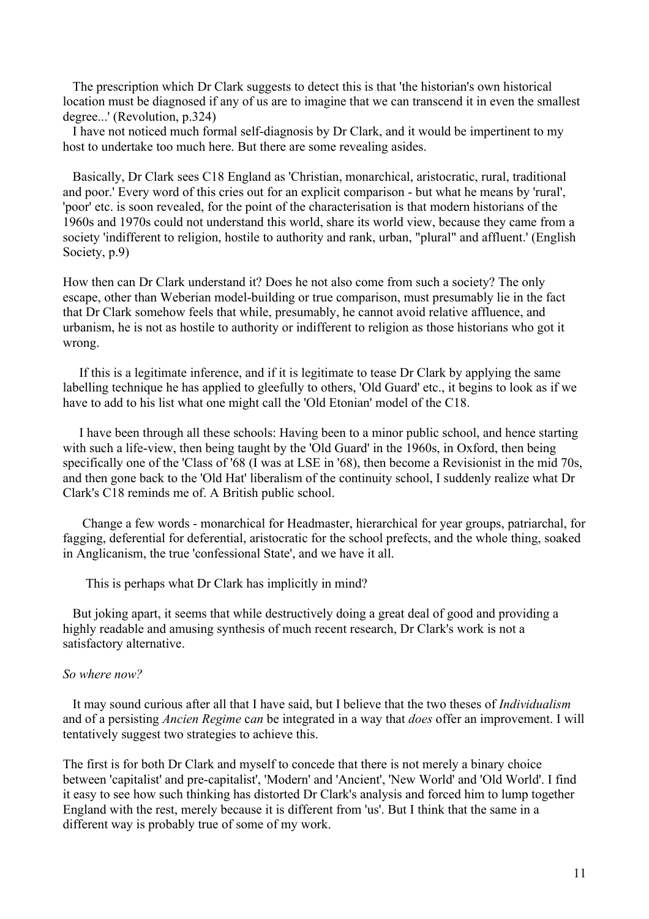The prescription which Dr Clark suggests to detect this is that 'the historian's own historical location must be diagnosed if any of us are to imagine that we can transcend it in even the smallest degree...' (Revolution, p.324)

I have not noticed much formal self-diagnosis by Dr Clark, and it would be impertinent to my host to undertake too much here. But there are some revealing asides.

Basically, Dr Clark sees C18 England as 'Christian, monarchical, aristocratic, rural, traditional and poor.' Every word of this cries out for an explicit comparison - but what he means by 'rural', 'poor' etc. is soon revealed, for the point of the characterisation is that modern historians of the 1960s and 1970s could not understand this world, share its world view, because they came from a society 'indifferent to religion, hostile to authority and rank, urban, "plural" and affluent.' (English Society, p.9)

How then can Dr Clark understand it? Does he not also come from such a society? The only escape, other than Weberian model-building or true comparison, must presumably lie in the fact that Dr Clark somehow feels that while, presumably, he cannot avoid relative affluence, and urbanism, he is not as hostile to authority or indifferent to religion as those historians who got it wrong.

If this is a legitimate inference, and if it is legitimate to tease Dr Clark by applying the same labelling technique he has applied to gleefully to others, 'Old Guard' etc., it begins to look as if we have to add to his list what one might call the 'Old Etonian' model of the C18.

I have been through all these schools: Having been to a minor public school, and hence starting with such a life-view, then being taught by the 'Old Guard' in the 1960s, in Oxford, then being specifically one of the 'Class of '68 (I was at LSE in '68), then become a Revisionist in the mid 70s, and then gone back to the 'Old Hat' liberalism of the continuity school, I suddenly realize what Dr Clark's C18 reminds me of. A British public school.

Change a few words - monarchical for Headmaster, hierarchical for year groups, patriarchal, for fagging, deferential for deferential, aristocratic for the school prefects, and the whole thing, soaked in Anglicanism, the true 'confessional State', and we have it all.

This is perhaps what Dr Clark has implicitly in mind?

But joking apart, it seems that while destructively doing a great deal of good and providing a highly readable and amusing synthesis of much recent research, Dr Clark's work is not a satisfactory alternative.

*So where now?*

It may sound curious after all that I have said, but I believe that the two theses of *Individualism* and of a persisting *Ancien Regime* *can* be integrated in a way that *does* offer an improvement. I will tentatively suggest two strategies to achieve this.

The first is for both Dr Clark and myself to concede that there is not merely a binary choice between 'capitalist' and pre-capitalist', 'Modern' and 'Ancient', 'New World' and 'Old World'. I find it easy to see how such thinking has distorted Dr Clark's analysis and forced him to lump together England with the rest, merely because it is different from 'us'. But I think that the same in a different way is probably true of some of my work.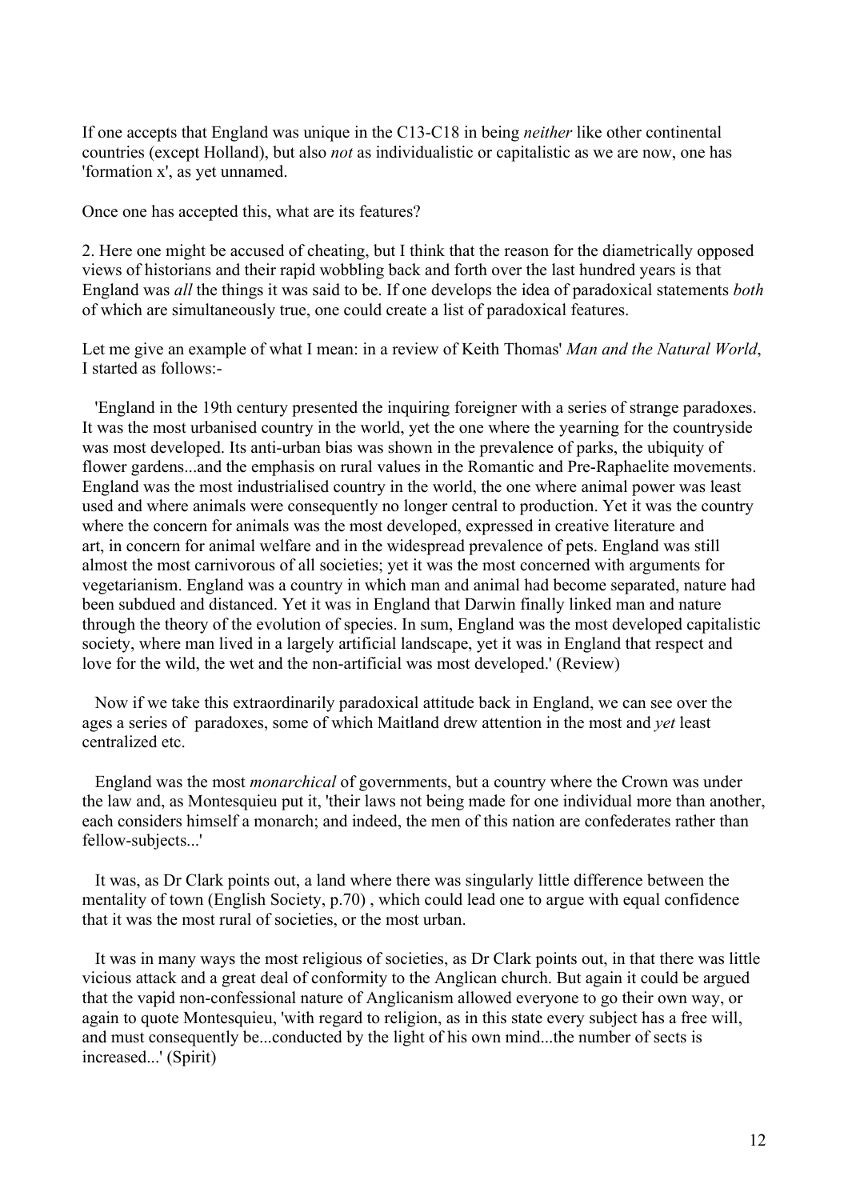If one accepts that England was unique in the C13-C18 in being *neither* like other continental countries (except Holland), but also *not* as individualistic or capitalistic as we are now, one has 'formation x', as yet unnamed.

Once one has accepted this, what are its features?

2. Here one might be accused of cheating, but I think that the reason for the diametrically opposed views of historians and their rapid wobbling back and forth over the last hundred years is that England was *all* the things it was said to be. If one develops the idea of paradoxical statements *both* of which are simultaneously true, one could create a list of paradoxical features.

Let me give an example of what I mean: in a review of Keith Thomas' *Man and the Natural World*, I started as follows:-

'England in the 19th century presented the inquiring foreigner with a series of strange paradoxes. It was the most urbanised country in the world, yet the one where the yearning for the countryside was most developed. Its anti-urban bias was shown in the prevalence of parks, the ubiquity of flower gardens...and the emphasis on rural values in the Romantic and Pre-Raphaelite movements. England was the most industrialised country in the world, the one where animal power was least used and where animals were consequently no longer central to production. Yet it was the country where the concern for animals was the most developed, expressed in creative literature and art, in concern for animal welfare and in the widespread prevalence of pets. England was still almost the most carnivorous of all societies; yet it was the most concerned with arguments for vegetarianism. England was a country in which man and animal had become separated, nature had been subdued and distanced. Yet it was in England that Darwin finally linked man and nature through the theory of the evolution of species. In sum, England was the most developed capitalistic society, where man lived in a largely artificial landscape, yet it was in England that respect and love for the wild, the wet and the non-artificial was most developed.' (Review)

Now if we take this extraordinarily paradoxical attitude back in England, we can see over the ages a series of paradoxes, some of which Maitland drew attention in the most and *yet* least centralized etc.

England was the most *monarchical* of governments, but a country where the Crown was under the law and, as Montesquieu put it, 'their laws not being made for one individual more than another, each considers himself a monarch; and indeed, the men of this nation are confederates rather than fellow-subjects...'

It was, as Dr Clark points out, a land where there was singularly little difference between the mentality of town (English Society, p.70) , which could lead one to argue with equal confidence that it was the most rural of societies, or the most urban.

It was in many ways the most religious of societies, as Dr Clark points out, in that there was little vicious attack and a great deal of conformity to the Anglican church. But again it could be argued that the vapid non-confessional nature of Anglicanism allowed everyone to go their own way, or again to quote Montesquieu, 'with regard to religion, as in this state every subject has a free will, and must consequently be...conducted by the light of his own mind...the number of sects is increased...' (Spirit)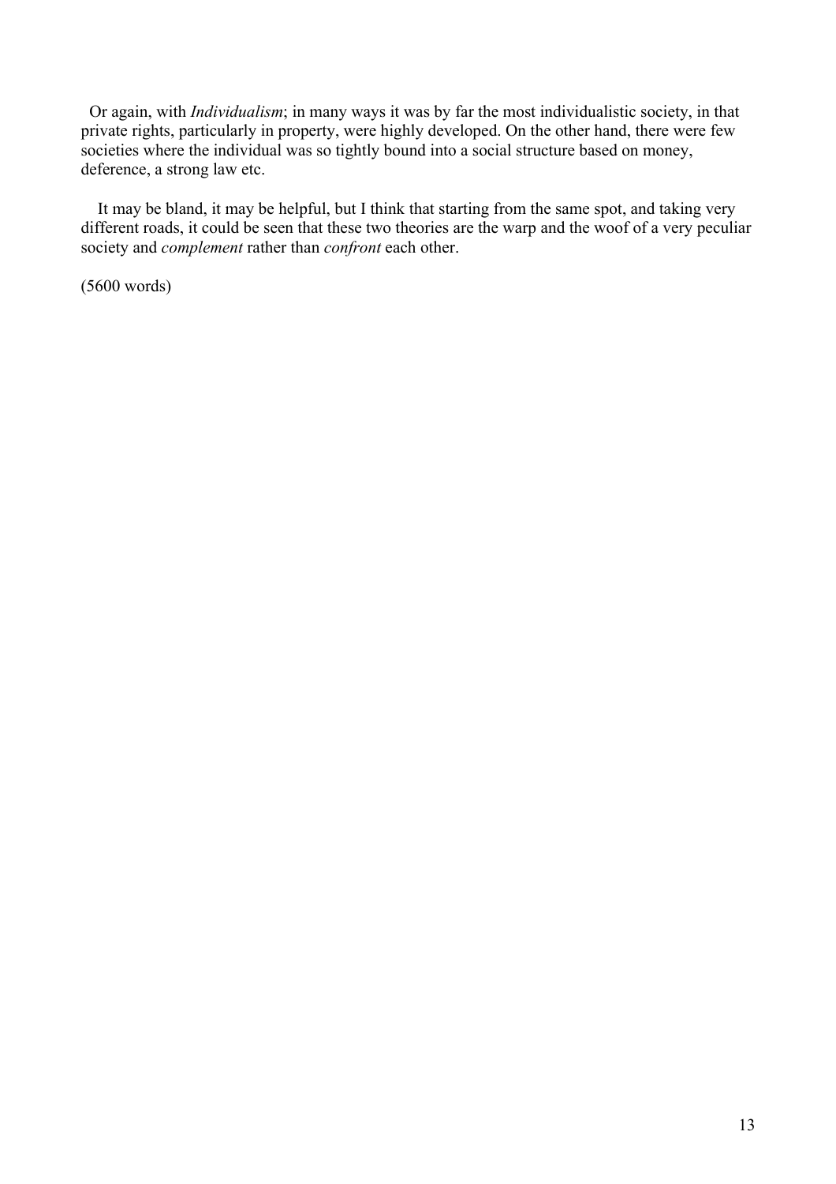Or again, with *Individualism*; in many ways it was by far the most individualistic society, in that private rights, particularly in property, were highly developed. On the other hand, there were few societies where the individual was so tightly bound into a social structure based on money, deference, a strong law etc.

It may be bland, it may be helpful, but I think that starting from the same spot, and taking very different roads, it could be seen that these two theories are the warp and the woof of a very peculiar society and *complement* rather than *confront* each other.

(5600 words)